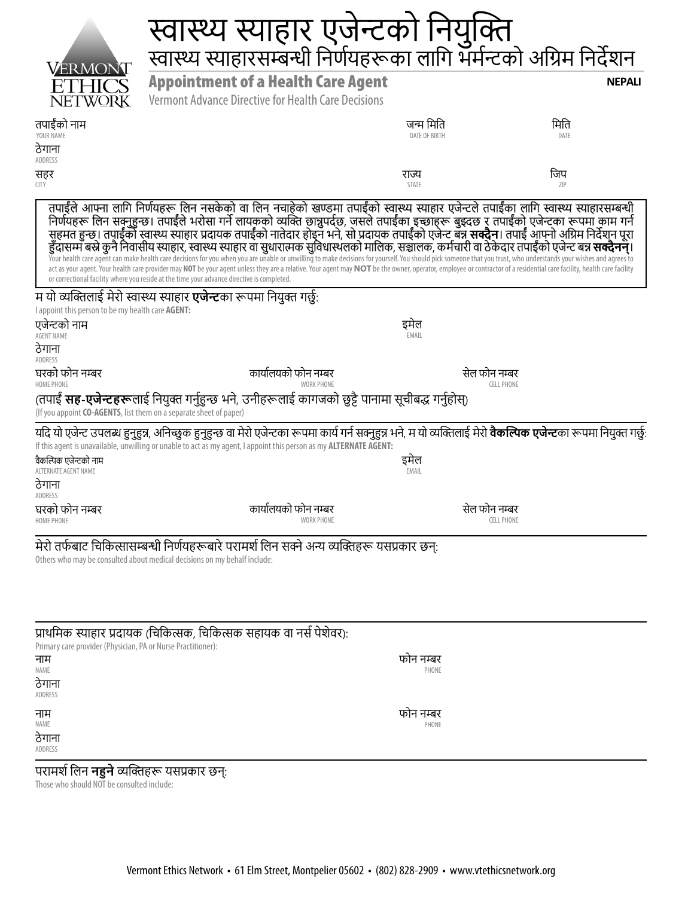VERMONT ETHICS NETWORK

# स्वास्थ्य स्याहार एजेन्टको नियुक्ति

## स्वास्थ्य स्याहारसम्बन्धी निर्णयहरूका लागि भर्मन्टको अग्रिम निर्देशन

## Appointment of a Health Care Agent

Vermont Advance Directive for Health Care Decisions

**NEPALI**

तपाईंको नाम YOUR NAME | जन्म मिति DATE OF BIRTH | मिति DATE

ठेगाना ADDRESS

सहर CITY | राज्य STATE | जिप ZIP

तपाईंले आफ्ना लागि निर्णयहरू लिन नसकेको वा लिन नचाहेको खण्डमा तपाईंको स्वास्थ्य स्याहार एजेन्टले तपाईंका लागि स्वास्थ्य स्याहारसम्बन्धी निर्णयहरू लिन सक्नुहुन्छ। तपाईंले भरोसा गर्ने लायकको व्यक्ति छान्नुपर्दछ, जसले तपाईंका इच्छाहरू बुझ्दछ र तपाईंको एजेन्टका रूपमा काम गर्न सहमत हुन्छ। तपाईंको स्वास्थ्य स्याहार प्रदायक तपाईंको नातेदार होइन भने, सो प्रदायक तपाईंको एजेन्ट बन्न **सक्दैन**। तपाईं आफ्नो अग्रिम निर्देशन पूरा हुँदासम्म बस्ने कुनै निवासीय स्याहार, स्वास्थ्य स्याहार वा सुधारात्मक सुविधास्थलको मालिक, सञ्चालक, कर्मचारी वा ठेकेदार तपाईंको एजेन्ट बन्न **सक्दैनन्**।

Your health care agent can make health care decisions for you when you are unable or unwilling to make decisions for yourself. You should pick someone that you trust, who understands your wishes and agrees to act as your agent. Your health care provider may **NOT** be your agent unless they are a relative. Your agent may **NOT** be the owner, operator, employee or contractor of a residential care facility, health care facility or correctional facility where you reside at the time your advance directive is completed.

म यो व्यक्तिलाई मेरो स्वास्थ्य स्याहार **एजेन्ट**का रूपमा नियुक्त गर्छु:

I appoint this person to be my health care **AGENT:**

एजेन्टको नाम AGENT NAME | इमेल EMAIL

ठेगाना ADDRESS

घरको फोन नम्बर HOME PHONE | कार्यालयको फोन नम्बर WORK PHONE | सेल फोन नम्बर CELL PHONE

(तपाईं **सह-एजेन्टहरू**लाई नियुक्त गर्नुहुन्छ भने, उनीहरूलाई कागजको छुट्टै पानामा सूचीबद्ध गर्नुहोस्)

(If you appoint **CO-AGENTS**, list them on a separate sheet of paper)

यदि यो एजेन्ट उपलब्ध हुनुहुन्न, अनिच्छुक हुनुहुन्छ वा मेरो एजेन्टका रूपमा कार्य गर्न सक्नुहुन्न भने, म यो व्यक्तिलाई मेरो **वैकल्पिक एजेन्ट**का रूपमा नियुक्त गर्छु:

If this agent is unavailable, unwilling or unable to act as my agent, I appoint this person as my **ALTERNATE AGENT:**

वैकल्पिक एजेन्टको नाम ALTERNATE AGENT NAME | इमेल EMAIL

ठेगाना ADDRESS

घरको फोन नम्बर HOME PHONE | कार्यालयको फोन नम्बर WORK PHONE | सेल फोन नम्बर CELL PHONE

मेरो तर्फबाट चिकित्सासम्बन्धी निर्णयहरूबारे परामर्श लिन सक्ने अन्य व्यक्तिहरू यसप्रकार छन्:

Others who may be consulted about medical decisions on my behalf include:

प्राथमिक स्याहार प्रदायक (चिकित्सक, चिकित्सक सहायक वा नर्स पेशेवर):

Primary care provider (Physician, PA or Nurse Practitioner):

नाम NAME | फोन नम्बर PHONE

ठेगाना ADDRESS

नाम NAME | फोन नम्बर PHONE

ठेगाना ADDRESS

परामर्श लिन **नहुने** व्यक्तिहरू यसप्रकार छन्:

Those who should NOT be consulted include:

Vermont Ethics Network • 61 Elm Street, Montpelier 05602 • (802) 828-2909 • www.vtethicsnetwork.org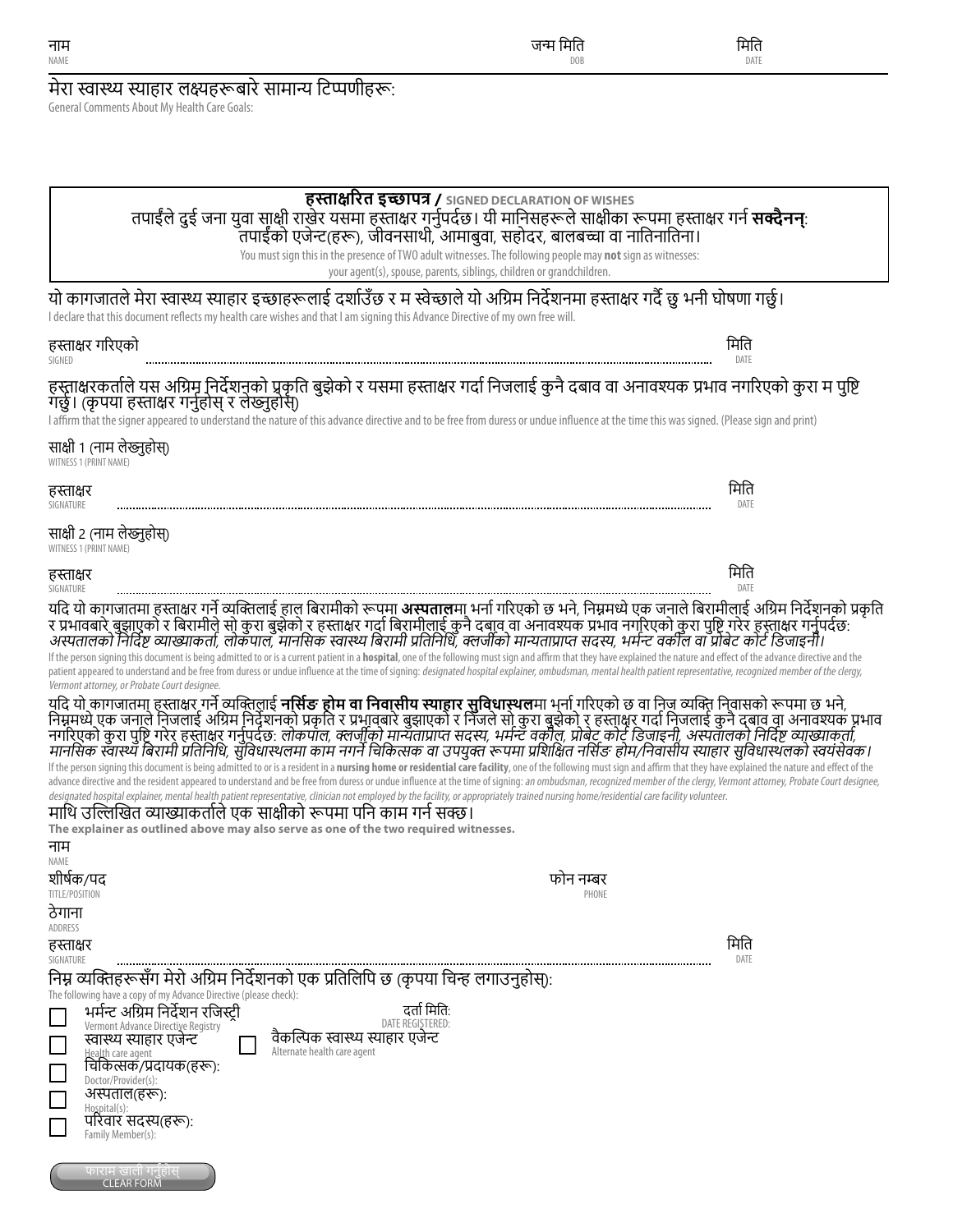नाम
NAME

जन्म मिति
DOB

मिति
DATE

मेरा स्वास्थ्य स्याहार लक्ष्यहरूबारे सामान्य टिप्पणीहरू:
General Comments About My Health Care Goals:

## हस्ताक्षरित इच्छापत्र / SIGNED DECLARATION OF WISHES

तपाईंले दुई जना युवा साक्षी राखेर यसमा हस्ताक्षर गर्नुपर्दछ। यी मानिसहरूले साक्षीका रूपमा हस्ताक्षर गर्न **सक्दैनन्**: तपाईंको एजेन्ट(हरू), जीवनसाथी, आमाबुवा, सहोदर, बालबच्चा वा नातिनातिना।

You must sign this in the presence of TWO adult witnesses. The following people may **not** sign as witnesses: your agent(s), spouse, parents, siblings, children or grandchildren.

यो कागजातले मेरा स्वास्थ्य स्याहार इच्छाहरूलाई दर्शाउँछ र म स्वेच्छाले यो अग्रिम निर्देशनमा हस्ताक्षर गर्दै छु भनी घोषणा गर्छु।
I declare that this document reflects my health care wishes and that I am signing this Advance Directive of my own free will.

हस्ताक्षर गरिएको
SIGNED ..................................................... मिति
DATE

हस्ताक्षरकर्ताले यस अग्रिम निर्देशनको प्रकृति बुझेको र यसमा हस्ताक्षर गर्दा निजलाई कुनै दबाव वा अनावश्यक प्रभाव नगरिएको कुरा म पुष्टि गर्छु। (कृपया हस्ताक्षर गर्नुहोस् र लेख्नुहोस्)
I affirm that the signer appeared to understand the nature of this advance directive and to be free from duress or undue influence at the time this was signed. (Please sign and print)

साक्षी 1 (नाम लेख्नुहोस्)
WITNESS 1 (PRINT NAME)

हस्ताक्षर
SIGNATURE ..................................................... मिति
DATE

साक्षी 2 (नाम लेख्नुहोस्)
WITNESS 1 (PRINT NAME)

हस्ताक्षर
SIGNATURE ..................................................... मिति
DATE

यदि यो कागजातमा हस्ताक्षर गर्ने व्यक्तिलाई हाल बिरामीको रूपमा **अस्पताल**मा भर्ना गरिएको छ भने, निम्नमध्ये एक जनाले बिरामीलाई अग्रिम निर्देशनको प्रकृति र प्रभावबारे बुझाएको र बिरामीले सो कुरा बुझेको र हस्ताक्षर गर्दा बिरामीलाई कुनै दबाव वा अनावश्यक प्रभाव नगरिएको कुरा पुष्टि गरेर हस्ताक्षर गर्नुपर्दछ: *अस्पतालको निर्दिष्ट व्याख्याकर्ता, लोकपाल, मानसिक स्वास्थ्य बिरामी प्रतिनिधि, क्लर्जीको मान्यताप्राप्त सदस्य, भर्मन्ट वकील वा प्रोबेट कोर्ट डिजाइनी।*

If the person signing this document is being admitted to or is a current patient in a **hospital**, one of the following must sign and affirm that they have explained the nature and effect of the advance directive and the patient appeared to understand and be free from duress or undue influence at the time of signing: *designated hospital explainer, ombudsman, mental health patient representative, recognized member of the clergy, Vermont attorney, or Probate Court designee.*

यदि यो कागजातमा हस्ताक्षर गर्ने व्यक्तिलाई **नर्सिङ होम वा निवासीय स्याहार सुविधास्थल**मा भर्ना गरिएको छ वा निज व्यक्ति निवासको रूपमा छ भने, निम्नमध्ये एक जनाले निजलाई अग्रिम निर्देशनको प्रकृति र प्रभावबारे बुझाएको र निजले सो कुरा बुझेको र हस्ताक्षर गर्दा निजलाई कुनै दबाव वा अनावश्यक प्रभाव नगरिएको कुरा पुष्टि गरेर हस्ताक्षर गर्नुपर्दछ: *लोकपाल, क्लर्जीको मान्यताप्राप्त सदस्य, भर्मन्ट वकील, प्रोबेट कोर्ट डिजाइनी, अस्पतालको निर्दिष्ट व्याख्याकर्ता, मानसिक स्वास्थ्य बिरामी प्रतिनिधि, सुविधास्थलमा काम नगर्ने चिकित्सक वा उपयुक्त रूपमा प्रशिक्षित नर्सिङ होम/निवासीय स्याहार सुविधास्थलको स्वयंसेवक।*

If the person signing this document is being admitted to or is a resident in a **nursing home or residential care facility**, one of the following must sign and affirm that they have explained the nature and effect of the advance directive and the resident appeared to understand and be free from duress or undue influence at the time of signing: *an ombudsman, recognized member of the clergy, Vermont attorney, Probate Court designee, designated hospital explainer, mental health patient representative, clinician not employed by the facility, or appropriately trained nursing home/residential care facility volunteer.*

माथि उल्लिखित व्याख्याकर्ताले एक साक्षीको रूपमा पनि काम गर्न सक्छ।
**The explainer as outlined above may also serve as one of the two required witnesses.**

नाम
NAME

शीर्षक/पद
TITLE/POSITION

फोन नम्बर
PHONE

ठेगाना
ADDRESS

हस्ताक्षर
SIGNATURE ..................................................... मिति
DATE

निम्न व्यक्तिहरूसँग मेरो अग्रिम निर्देशनको एक प्रतिलिपि छ (कृपया चिन्ह लगाउनुहोस्):
The following have a copy of my Advance Directive (please check):

- ☐ भर्मन्ट अग्रिम निर्देशन रजिस्ट्री / Vermont Advance Directive Registry — दर्ता मिति: / DATE REGISTERED:
- ☐ स्वास्थ्य स्याहार एजेन्ट / Health care agent
- ☐ वैकल्पिक स्वास्थ्य स्याहार एजेन्ट / Alternate health care agent
- ☐ चिकित्सक/प्रदायक(हरू): / Doctor/Provider(s):
- ☐ अस्पताल(हरू): / Hospital(s):
- ☐ परिवार सदस्य(हरू): / Family Member(s):

फाराम खाली गर्नुहोस् / CLEAR FORM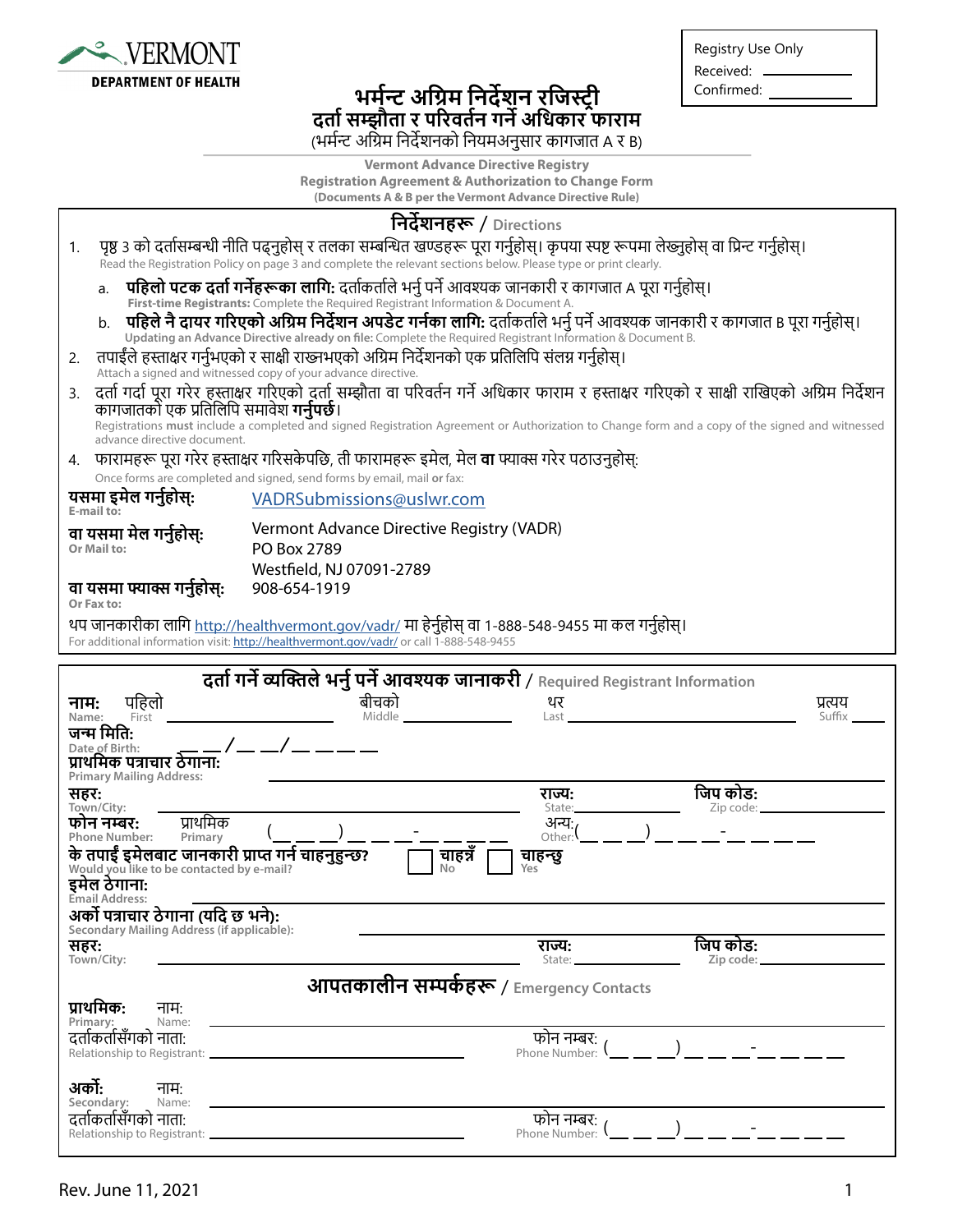VERMONT
DEPARTMENT OF HEALTH

| Registry Use Only |
|---|
| Received: ________ |
| Confirmed: ________ |

# भर्मन्ट अग्रिम निर्देशन रजिस्ट्री दर्ता सम्झौता र परिवर्तन गर्ने अधिकार फाराम

(भर्मन्ट अग्रिम निर्देशनको नियमअनुसार कागजात A र B)

**Vermont Advance Directive Registry**
**Registration Agreement & Authorization to Change Form**
**(Documents A & B per the Vermont Advance Directive Rule)**

## निर्देशनहरू / Directions

1. पृष्ठ 3 को दर्तासम्बन्धी नीति पढ्नुहोस् र तलका सम्बन्धित खण्डहरू पूरा गर्नुहोस्। कृपया स्पष्ट रूपमा लेख्नुहोस् वा प्रिन्ट गर्नुहोस्।
   Read the Registration Policy on page 3 and complete the relevant sections below. Please type or print clearly.
   a. **पहिलो पटक दर्ता गर्नेहरूका लागि:** दर्ताकर्ताले भर्नु पर्ने आवश्यक जानकारी र कागजात A पूरा गर्नुहोस्।
      **First-time Registrants:** Complete the Required Registrant Information & Document A.
   b. **पहिले नै दायर गरिएको अग्रिम निर्देशन अपडेट गर्नका लागि:** दर्ताकर्ताले भर्नु पर्ने आवश्यक जानकारी र कागजात B पूरा गर्नुहोस्।
      **Updating an Advance Directive already on file:** Complete the Required Registrant Information & Document B.
2. तपाईंले हस्ताक्षर गर्नुभएको र साक्षी राख्नुभएको अग्रिम निर्देशनको एक प्रतिलिपि संलग्न गर्नुहोस्।
   Attach a signed and witnessed copy of your advance directive.
3. दर्ता गर्दा पूरा गरेर हस्ताक्षर गरिएको दर्ता सम्झौता वा परिवर्तन गर्ने अधिकार फाराम र हस्ताक्षर गरिएको र साक्षी राखिएको अग्रिम निर्देशन कागजातको एक प्रतिलिपि समावेश **गर्नुपर्छ**।
   Registrations **must** include a completed and signed Registration Agreement or Authorization to Change form and a copy of the signed and witnessed advance directive document.
4. फारामहरू पूरा गरेर हस्ताक्षर गरिसकेपछि, ती फारामहरू इमेल, मेल **वा** फ्याक्स गरेर पठाउनुहोस्:
   Once forms are completed and signed, send forms by email, mail **or** fax:

**यसमा इमेल गर्नुहोस्:** / E-mail to: VADRSubmissions@uslwr.com

**वा यसमा मेल गर्नुहोस्:** / Or Mail to:
Vermont Advance Directive Registry (VADR)
PO Box 2789
Westfield, NJ 07091-2789

**वा यसमा फ्याक्स गर्नुहोस्:** / Or Fax to: 908-654-1919

थप जानकारीका लागि http://healthvermont.gov/vadr/ मा हेर्नुहोस् वा 1-888-548-9455 मा कल गर्नुहोस्।
For additional information visit: http://healthvermont.gov/vadr/ or call 1-888-548-9455

## दर्ता गर्ने व्यक्तिले भर्नु पर्ने आवश्यक जानकारी / Required Registrant Information

**नाम:** / Name: पहिलो / First ________ बीचको / Middle ________ थर / Last ________ प्रत्यय / Suffix ____

**जन्म मिति:** / Date of Birth: __ __/__ __/__ __ __ __

**प्राथमिक पत्राचार ठेगाना:** / Primary Mailing Address: ________________

**सहर:** / Town/City: ________ **राज्य:** / State: ________ **जिप कोड:** / Zip code: ________

**फोन नम्बर:** / Phone Number: प्राथमिक / Primary (__ __ __) __ __ __-__ __ __ __ अन्य: / Other: (__ __ __) __ __ __-__ __ __ __

**के तपाईं इमेलबाट जानकारी प्राप्त गर्न चाहनुहुन्छ?** / Would you like to be contacted by e-mail? ☐ चाहन्नँ / No ☐ चाहन्छु / Yes

**इमेल ठेगाना:** / Email Address: ________________

**अर्को पत्राचार ठेगाना (यदि छ भने):** / Secondary Mailing Address (if applicable): ________________

**सहर:** / Town/City: ________ **राज्य:** / State: ________ **जिप कोड:** / Zip code: ________

### आपतकालीन सम्पर्कहरू / Emergency Contacts

**प्राथमिक:** / Primary: नाम: / Name: ________________

दर्ताकर्तासँगको नाता: / Relationship to Registrant: ________ फोन नम्बर: / Phone Number: (__ __ __) __ __ __-__ __ __ __

**अर्को:** / Secondary: नाम: / Name: ________________

दर्ताकर्तासँगको नाता: / Relationship to Registrant: ________ फोन नम्बर: / Phone Number: (__ __ __) __ __ __-__ __ __ __

Rev. June 11, 2021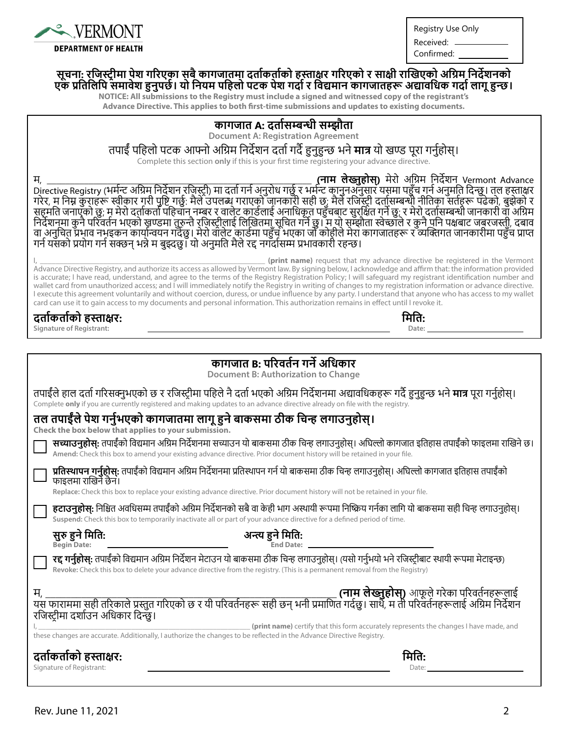VERMONT DEPARTMENT OF HEALTH

Registry Use Only
Received: ___________
Confirmed: ___________

**सूचना: रजिस्ट्रीमा पेश गरिएका सबै कागजातमा दर्ताकर्ताको हस्ताक्षर गरिएको र साक्षी राखिएको अग्रिम निर्देशनको एक प्रतिलिपि समावेश हुनुपर्छ। यो नियम पहिलो पटक पेश गर्दा र विद्यमान कागजातहरू अद्यावधिक गर्दा लागू हुन्छ।**

**NOTICE: All submissions to the Registry must include a signed and witnessed copy of the registrant's Advance Directive. This applies to both first-time submissions and updates to existing documents.**

## कागजात A: दर्तासम्बन्धी सम्झौता

**Document A: Registration Agreement**

तपाईं पहिलो पटक आफ्नो अग्रिम निर्देशन दर्ता गर्दै हुनुहुन्छ भने **मात्र** यो खण्ड पूरा गर्नुहोस्।

Complete this section **only** if this is your first time registering your advance directive.

म, ______________________________ **(नाम लेख्नुहोस्)** मेरो अग्रिम निर्देशन Vermont Advance Directive Registry (भर्मन्ट अग्रिम निर्देशन रजिस्ट्री) मा दर्ता गर्न अनुरोध गर्छु र भर्मन्ट कानुनअनुसार यसमा पहुँच गर्न अनुमति दिन्छु। तल हस्ताक्षर गरेर, म निम्न कुराहरू स्वीकार गरी पुष्टि गर्छु: मैले उपलब्ध गराएको जानकारी सही छ; मैले रजिस्ट्री दर्तासम्बन्धी नीतिका सर्तहरू पढेको, बुझेको र सहमति जनाएको छु; म मेरो दर्ताकर्ता पहिचान नम्बर र वालेट कार्डलाई अनाधिकृत पहुँचबाट सुरक्षित गर्ने छु; र मेरो दर्तासम्बन्धी जानकारी वा अग्रिम निर्देशनमा कुनै परिवर्तन भएको खण्डमा तुरुन्तै रजिस्ट्रीलाई लिखितमा सूचित गर्ने छु। म यो सम्झौता स्वेच्छाले र कुनै पनि पक्षबाट जबरजस्ती, दबाव वा अनुचित प्रभाव नभइकन कार्यान्वयन गर्दछु। मेरो वालेट कार्डमा पहुँच भएका जो कोहीले मेरा कागजातहरू र व्यक्तिगत जानकारीमा पहुँच प्राप्त गर्न यसको प्रयोग गर्न सक्छन् भन्ने म बुझ्दछु। यो अनुमति मैले रद्द नगर्दासम्म प्रभावकारी रहन्छ।

I, ______________________________ **(print name)** request that my advance directive be registered in the Vermont Advance Directive Registry, and authorize its access as allowed by Vermont law. By signing below, I acknowledge and affirm that: the information provided is accurate; I have read, understand, and agree to the terms of the Registry Registration Policy; I will safeguard my registrant identification number and wallet card from unauthorized access; and I will immediately notify the Registry in writing of changes to my registration information or advance directive. I execute this agreement voluntarily and without coercion, duress, or undue influence by any party. I understand that anyone who has access to my wallet card can use it to gain access to my documents and personal information. This authorization remains in effect until I revoke it.

**दर्ताकर्ताको हस्ताक्षर:**
Signature of Registrant: ______________________________

**मिति:**
Date: ______________

## कागजात B: परिवर्तन गर्ने अधिकार

**Document B: Authorization to Change**

तपाईंले हाल दर्ता गरिसक्नुभएको छ र रजिस्ट्रीमा पहिले नै दर्ता भएको अग्रिम निर्देशनमा अद्यावधिकहरू गर्दै हुनुहुन्छ भने **मात्र** पूरा गर्नुहोस्।

Complete **only** if you are currently registered and making updates to an advance directive already on file with the registry.

### तल तपाईंले पेश गर्नुभएको कागजातमा लागू हुने बाकसमा ठीक चिन्ह लगाउनुहोस्।

**Check the box below that applies to your submission.**

☐ **सच्याउनुहोस्:** तपाईंको विद्यमान अग्रिम निर्देशनमा सच्याउन यो बाकसमा ठीक चिन्ह लगाउनुहोस्। अघिल्लो कागजात इतिहास तपाईंको फाइलमा राखिने छ।
**Amend:** Check this box to amend your existing advance directive. Prior document history will be retained in your file.

☐ **प्रतिस्थापन गर्नुहोस्:** तपाईंको विद्यमान अग्रिम निर्देशनमा प्रतिस्थापन गर्न यो बाकसमा ठीक चिन्ह लगाउनुहोस्। अघिल्लो कागजात इतिहास तपाईंको फाइलमा राखिने छैन।
**Replace:** Check this box to replace your existing advance directive. Prior document history will not be retained in your file.

☐ **हटाउनुहोस्:** निश्चित अवधिसम्म तपाईंको अग्रिम निर्देशनको सबै वा केही भाग अस्थायी रूपमा निष्क्रिय गर्नका लागि यो बाकसमा सही चिन्ह लगाउनुहोस्।
**Suspend:** Check this box to temporarily inactivate all or part of your advance directive for a defined period of time.

**सुरु हुने मिति:** Begin Date: ______________ **अन्त्य हुने मिति:** End Date: ______________

☐ **रद्द गर्नुहोस्:** तपाईंको विद्यमान अग्रिम निर्देशन मेटाउन यो बाकसमा ठीक चिन्ह लगाउनुहोस्। (यसो गर्नुभयो भने रजिस्ट्रीबाट स्थायी रूपमा मेटाइन्छ)
**Revoke:** Check this box to delete your advance directive from the registry. (This is a permanent removal from the Registry)

म, ______________________________ **(नाम लेख्नुहोस्)** आफूले गरेका परिवर्तनहरूलाई यस फाराममा सही तरिकाले प्रस्तुत गरिएको छ र यी परिवर्तनहरू सही छन् भनी प्रमाणित गर्दछु। साथै, म ती परिवर्तनहरूलाई अग्रिम निर्देशन रजिस्ट्रीमा दर्शाउन अधिकार दिन्छु।

I, ______________________________ **(print name)** certify that this form accurately represents the changes I have made, and these changes are accurate. Additionally, I authorize the changes to be reflected in the Advance Directive Registry.

**दर्ताकर्ताको हस्ताक्षर:**
Signature of Registrant: ______________________________

**मिति:**
Date: ______________

Rev. June 11, 2021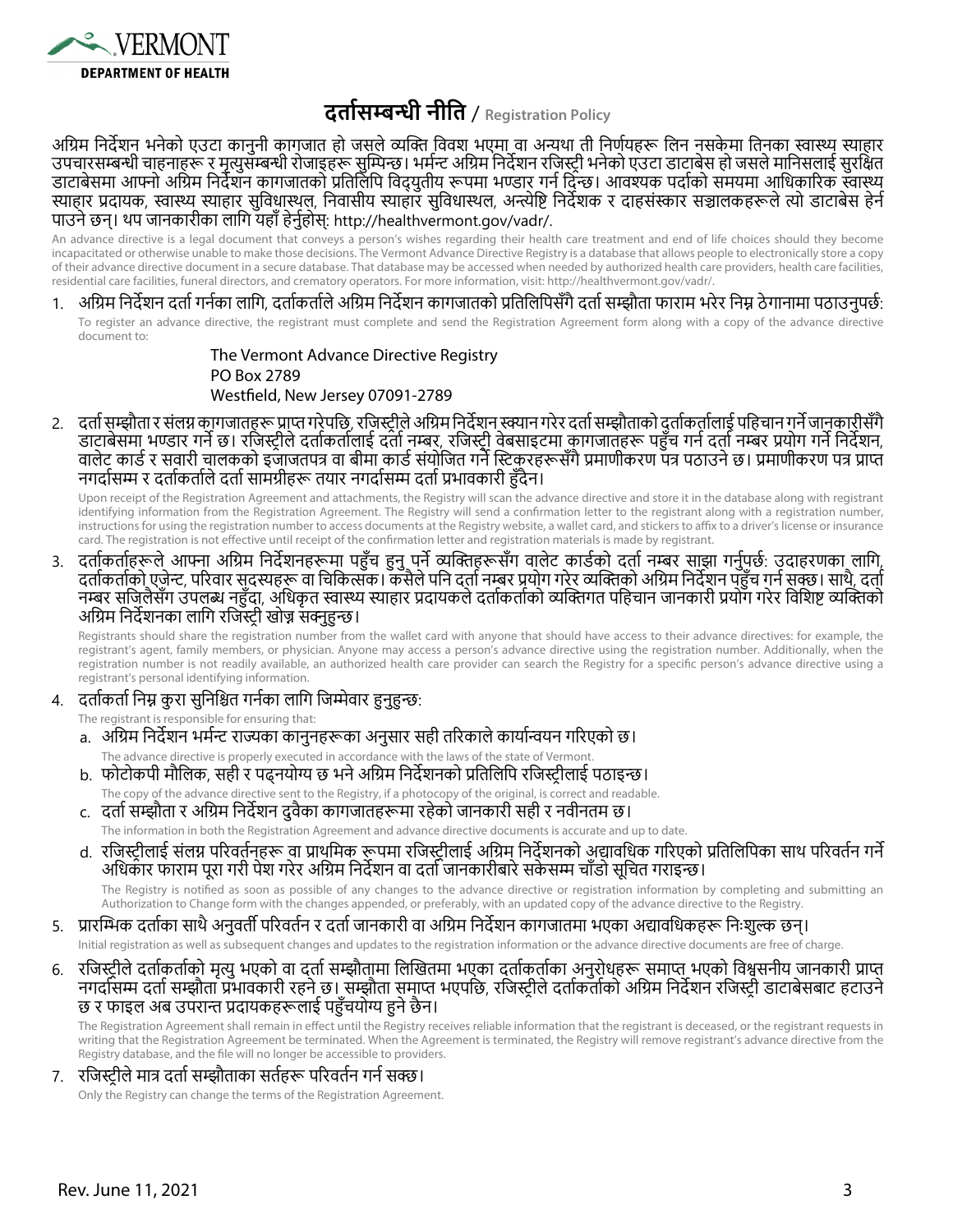VERMONT
DEPARTMENT OF HEALTH

# दर्तासम्बन्धी नीति / Registration Policy

अग्रिम निर्देशन भनेको एउटा कानुनी कागजात हो जसले व्यक्ति विवश भएमा वा अन्यथा ती निर्णयहरू लिन नसकेमा तिनका स्वास्थ्य स्याहार उपचारसम्बन्धी चाहनाहरू र मृत्युसम्बन्धी रोजाइहरू सुम्पिन्छ। भर्मन्ट अग्रिम निर्देशन रजिस्ट्री भनेको एउटा डाटाबेस हो जसले मानिसलाई सुरक्षित डाटाबेसमा आफ्नो अग्रिम निर्देशन कागजातको प्रतिलिपि विद्युतीय रूपमा भण्डार गर्न दिन्छ। आवश्यक पर्दाको समयमा आधिकारिक स्वास्थ्य स्याहार प्रदायक, स्वास्थ्य स्याहार सुविधास्थल, निवासीय स्याहार सुविधास्थल, अन्त्येष्टि निर्देशक र दाहसंस्कार सञ्चालकहरूले त्यो डाटाबेस हेर्न पाउने छन्। थप जानकारीका लागि यहाँ हेर्नुहोस्: http://healthvermont.gov/vadr/.

An advance directive is a legal document that conveys a person's wishes regarding their health care treatment and end of life choices should they become incapacitated or otherwise unable to make those decisions. The Vermont Advance Directive Registry is a database that allows people to electronically store a copy of their advance directive document in a secure database. That database may be accessed when needed by authorized health care providers, health care facilities, residential care facilities, funeral directors, and crematory operators. For more information, visit: http://healthvermont.gov/vadr/.

1. अग्रिम निर्देशन दर्ता गर्नका लागि, दर्ताकर्ताले अग्रिम निर्देशन कागजातको प्रतिलिपिसँगै दर्ता सम्झौता फाराम भरेर निम्न ठेगानामा पठाउनुपर्छ:

   To register an advance directive, the registrant must complete and send the Registration Agreement form along with a copy of the advance directive document to:

   The Vermont Advance Directive Registry
   PO Box 2789
   Westfield, New Jersey 07091-2789

2. दर्ता सम्झौता र संलग्न कागजातहरू प्राप्त गरेपछि, रजिस्ट्रीले अग्रिम निर्देशन स्क्यान गरेर दर्ता सम्झौताको दर्ताकर्तालाई पहिचान गर्ने जानकारीसँगै डाटाबेसमा भण्डार गर्ने छ। रजिस्ट्रीले दर्ताकर्तालाई दर्ता नम्बर, रजिस्ट्री वेबसाइटमा कागजातहरू पहुँच गर्न दर्ता नम्बर प्रयोग गर्ने निर्देशन, वालेट कार्ड र सवारी चालकको इजाजतपत्र वा बीमा कार्ड संयोजित गर्ने स्टिकरहरूसँगै प्रमाणीकरण पत्र पठाउने छ। प्रमाणीकरण पत्र प्राप्त नगर्दासम्म र दर्ताकर्ताले दर्ता सामग्रीहरू तयार नगर्दासम्म दर्ता प्रभावकारी हुँदैन।

   Upon receipt of the Registration Agreement and attachments, the Registry will scan the advance directive and store it in the database along with registrant identifying information from the Registration Agreement. The Registry will send a confirmation letter to the registrant along with a registration number, instructions for using the registration number to access documents at the Registry website, a wallet card, and stickers to affix to a driver's license or insurance card. The registration is not effective until receipt of the confirmation letter and registration materials is made by registrant.

3. दर्ताकर्ताहरूले आफ्ना अग्रिम निर्देशनहरूमा पहुँच हुनु पर्ने व्यक्तिहरूसँग वालेट कार्डको दर्ता नम्बर साझा गर्नुपर्छ: उदाहरणका लागि, दर्ताकर्ताको एजेन्ट, परिवार सदस्यहरू वा चिकित्सक। कसैले पनि दर्ता नम्बर प्रयोग गरेर व्यक्तिको अग्रिम निर्देशन पहुँच गर्न सक्छ। साथै, दर्ता नम्बर सजिलैसँग उपलब्ध नहुँदा, अधिकृत स्वास्थ्य स्याहार प्रदायकले दर्ताकर्ताको व्यक्तिगत पहिचान जानकारी प्रयोग गरेर विशिष्ट व्यक्तिको अग्रिम निर्देशनका लागि रजिस्ट्री खोज्न सक्नुहुन्छ।

   Registrants should share the registration number from the wallet card with anyone that should have access to their advance directives: for example, the registrant's agent, family members, or physician. Anyone may access a person's advance directive using the registration number. Additionally, when the registration number is not readily available, an authorized health care provider can search the Registry for a specific person's advance directive using a registrant's personal identifying information.

4. दर्ताकर्ता निम्न कुरा सुनिश्चित गर्नका लागि जिम्मेवार हुनुहुन्छ:

   The registrant is responsible for ensuring that:

   a. अग्रिम निर्देशन भर्मन्ट राज्यका कानुनहरूका अनुसार सही तरिकाले कार्यान्वयन गरिएको छ।

      The advance directive is properly executed in accordance with the laws of the state of Vermont.

   b. फोटोकपी मौलिक, सही र पढ्नयोग्य छ भने अग्रिम निर्देशनको प्रतिलिपि रजिस्ट्रीलाई पठाइन्छ।

      The copy of the advance directive sent to the Registry, if a photocopy of the original, is correct and readable.

   c. दर्ता सम्झौता र अग्रिम निर्देशन दुवैका कागजातहरूमा रहेको जानकारी सही र नवीनतम छ।

      The information in both the Registration Agreement and advance directive documents is accurate and up to date.

   d. रजिस्ट्रीलाई संलग्न परिवर्तनहरू वा प्राथमिक रूपमा रजिस्ट्रीलाई अग्रिम निर्देशनको अद्यावधिक गरिएको प्रतिलिपिका साथ परिवर्तन गर्ने अधिकार फाराम पूरा गरी पेश गरेर अग्रिम निर्देशन वा दर्ता जानकारीबारे सकेसम्म चाँडो सूचित गराइन्छ।

      The Registry is notified as soon as possible of any changes to the advance directive or registration information by completing and submitting an Authorization to Change form with the changes appended, or, preferably, with an updated copy of the advance directive to the Registry.

5. प्रारम्भिक दर्ताका साथै अनुवर्ती परिवर्तन र दर्ता जानकारी वा अग्रिम निर्देशन कागजातमा भएका अद्यावधिकहरू निःशुल्क छन्।

   Initial registration as well as subsequent changes and updates to the registration information or the advance directive documents are free of charge.

6. रजिस्ट्रीले दर्ताकर्ताको मृत्यु भएको वा दर्ता सम्झौतामा लिखितमा भएका दर्ताकर्ताका अनुरोधहरू समाप्त भएको विश्वसनीय जानकारी प्राप्त नगर्दासम्म दर्ता सम्झौता प्रभावकारी रहने छ। सम्झौता समाप्त भएपछि, रजिस्ट्रीले दर्ताकर्ताको अग्रिम निर्देशन रजिस्ट्री डाटाबेसबाट हटाउने छ र फाइल अब उपरान्त प्रदायकहरूलाई पहुँचयोग्य हुने छैन।

   The Registration Agreement shall remain in effect until the Registry receives reliable information that the registrant is deceased, or the registrant requests in writing that the Registration Agreement be terminated. When the Agreement is terminated, the Registry will remove registrant's advance directive from the Registry database, and the file will no longer be accessible to providers.

7. रजिस्ट्रीले मात्र दर्ता सम्झौताका सर्तहरू परिवर्तन गर्न सक्छ।

   Only the Registry can change the terms of the Registration Agreement.

Rev. June 11, 2021